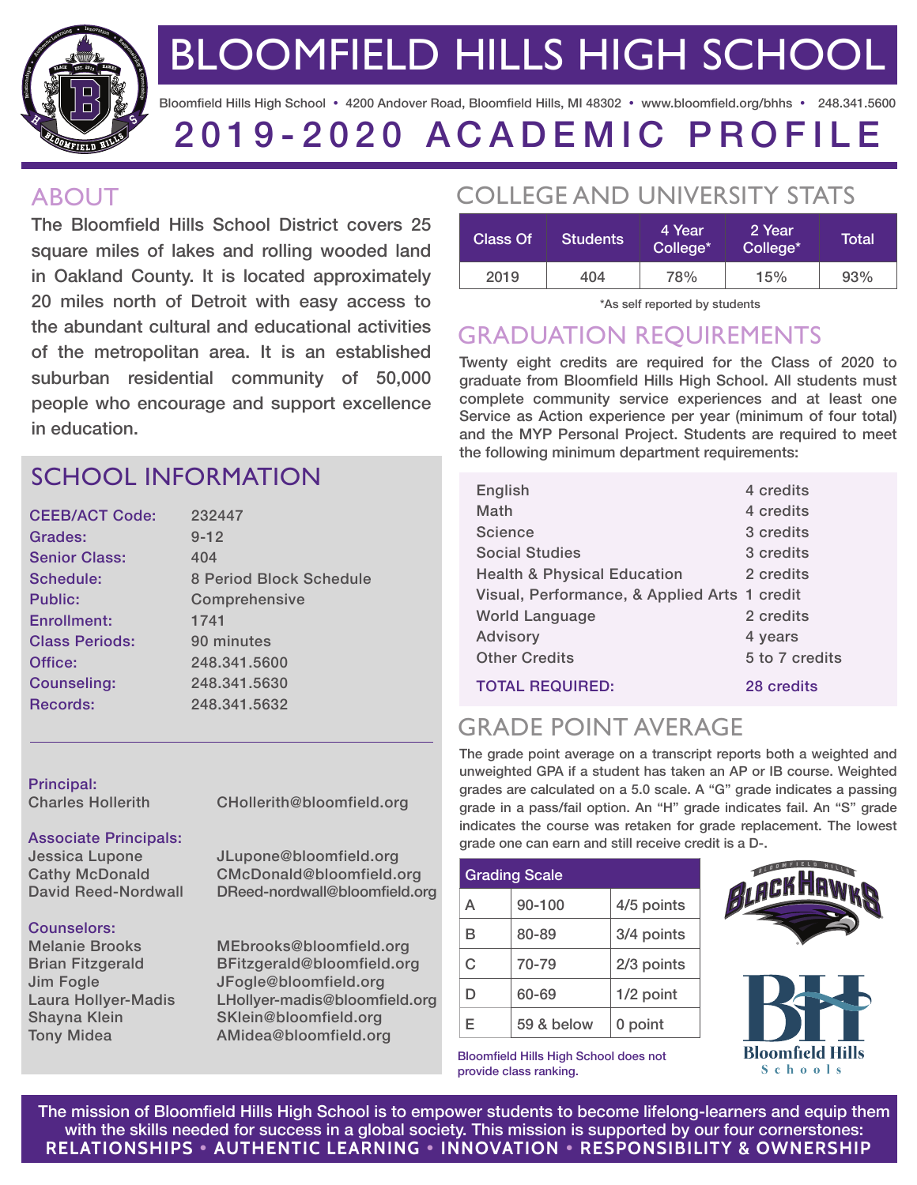# BLOOMFIELD HILLS HIGH SCHOOL

Bloomfield Hills High School • 4200 Andover Road, Bloomfield Hills, MI 48302 • www.bloomfield.org/bhhs • 248.341.5600

# 2019-2020 ACADEMIC PROFILE

## ABOUT

The Bloomfield Hills School District covers 25 square miles of lakes and rolling wooded land in Oakland County. It is located approximately 20 miles north of Detroit with easy access to the abundant cultural and educational activities of the metropolitan area. It is an established suburban residential community of 50,000 people who encourage and support excellence in education.

## SCHOOL INFORMATION

| | |
|---|---|
| CEEB/ACT Code: | 232447 |
| Grades: | 9-12 |
| Senior Class: | 404 |
| Schedule: | 8 Period Block Schedule |
| Public: | Comprehensive |
| Enrollment: | 1741 |
| Class Periods: | 90 minutes |
| Office: | 248.341.5600 |
| Counseling: | 248.341.5630 |
| Records: | 248.341.5632 |

**Principal:**
Charles Hollerith — CHollerith@bloomfield.org

**Associate Principals:**
Jessica Lupone — JLupone@bloomfield.org
Cathy McDonald — CMcDonald@bloomfield.org
David Reed-Nordwall — DReed-nordwall@bloomfield.org

**Counselors:**
Melanie Brooks — MEbrooks@bloomfield.org
Brian Fitzgerald — BFitzgerald@bloomfield.org
Jim Fogle — JFogle@bloomfield.org
Laura Hollyer-Madis — LHollyer-madis@bloomfield.org
Shayna Klein — SKlein@bloomfield.org
Tony Midea — AMidea@bloomfield.org

## COLLEGE AND UNIVERSITY STATS

| Class Of | Students | 4 Year College* | 2 Year College* | Total |
|---|---|---|---|---|
| 2019 | 404 | 78% | 15% | 93% |

*As self reported by students

## GRADUATION REQUIREMENTS

Twenty eight credits are required for the Class of 2020 to graduate from Bloomfield Hills High School. All students must complete community service experiences and at least one Service as Action experience per year (minimum of four total) and the MYP Personal Project. Students are required to meet the following minimum department requirements:

| | |
|---|---|
| English | 4 credits |
| Math | 4 credits |
| Science | 3 credits |
| Social Studies | 3 credits |
| Health & Physical Education | 2 credits |
| Visual, Performance, & Applied Arts | 1 credit |
| World Language | 2 credits |
| Advisory | 4 years |
| Other Credits | 5 to 7 credits |
| **TOTAL REQUIRED:** | **28 credits** |

## GRADE POINT AVERAGE

The grade point average on a transcript reports both a weighted and unweighted GPA if a student has taken an AP or IB course. Weighted grades are calculated on a 5.0 scale. A "G" grade indicates a passing grade in a pass/fail option. An "H" grade indicates fail. An "S" grade indicates the course was retaken for grade replacement. The lowest grade one can earn and still receive credit is a D-.

| Grading Scale | | |
|---|---|---|
| A | 90-100 | 4/5 points |
| B | 80-89 | 3/4 points |
| C | 70-79 | 2/3 points |
| D | 60-69 | 1/2 point |
| E | 59 & below | 0 point |

Bloomfield Hills High School does not provide class ranking.

The mission of Bloomfield Hills High School is to empower students to become lifelong-learners and equip them with the skills needed for success in a global society. This mission is supported by our four cornerstones:
**RELATIONSHIPS • AUTHENTIC LEARNING • INNOVATION • RESPONSIBILITY & OWNERSHIP**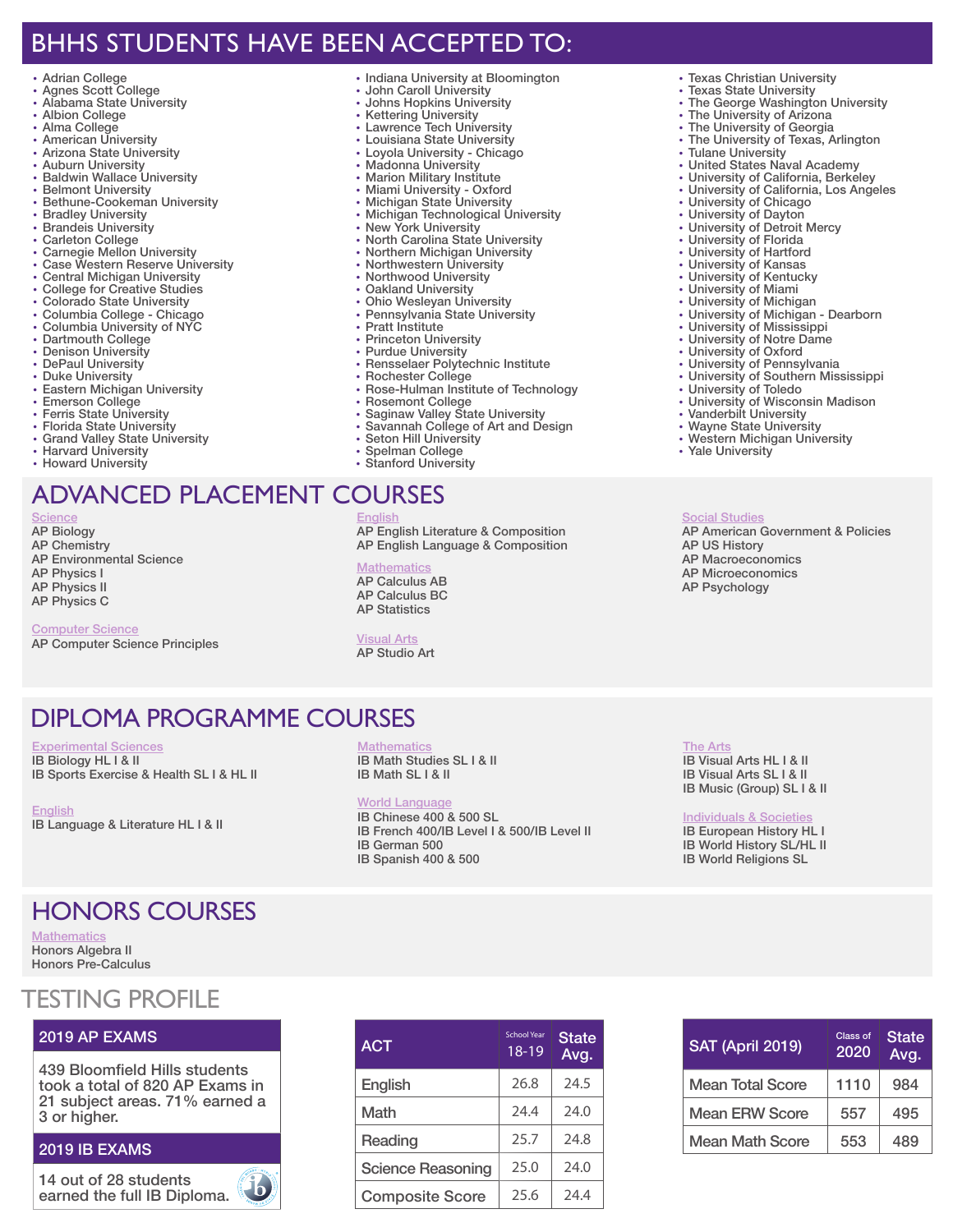# BHHS STUDENTS HAVE BEEN ACCEPTED TO:

- Adrian College
- Agnes Scott College
- Alabama State University
- Albion College
- Alma College
- American University
- Arizona State University
- Auburn University
- Baldwin Wallace University
- Belmont University
- Bethune-Cookeman University
- Bradley University
- Brandeis University
- Carleton College
- Carnegie Mellon University
- Case Western Reserve University
- Central Michigan University
- College for Creative Studies
- Colorado State University
- Columbia College - Chicago
- Columbia University of NYC
- Dartmouth College
- Denison University
- DePaul University
- Duke University
- Eastern Michigan University
- Emerson College
- Ferris State University
- Florida State University
- Grand Valley State University
- Harvard University
- Howard University
- Indiana University at Bloomington
- John Caroll University
- Johns Hopkins University
- Kettering University
- Lawrence Tech University
- Louisiana State University
- Loyola University - Chicago
- Madonna University
- Marion Military Institute
- Miami University - Oxford
- Michigan State University
- Michigan Technological University
- New York University
- North Carolina State University
- Northern Michigan University
- Northwestern University
- Northwood University
- Oakland University
- Ohio Wesleyan University
- Pennsylvania State University
- Pratt Institute
- Princeton University
- Purdue University
- Rensselaer Polytechnic Institute
- Rochester College
- Rose-Hulman Institute of Technology
- Rosemont College
- Saginaw Valley State University
- Savannah College of Art and Design
- Seton Hill University
- Spelman College
- Stanford University
- Texas Christian University
- Texas State University
- The George Washington University
- The University of Arizona
- The University of Georgia
- The University of Texas, Arlington
- Tulane University
- United States Naval Academy
- University of California, Berkeley
- University of California, Los Angeles
- University of Chicago
- University of Dayton
- University of Detroit Mercy
- University of Florida
- University of Hartford
- University of Kansas
- University of Kentucky
- University of Miami
- University of Michigan
- University of Michigan - Dearborn
- University of Mississippi
- University of Notre Dame
- University of Oxford
- University of Pennsylvania
- University of Southern Mississippi
- University of Toledo
- University of Wisconsin Madison
- Vanderbilt University
- Wayne State University
- Western Michigan University
- Yale University

# ADVANCED PLACEMENT COURSES

**Science**
AP Biology
AP Chemistry
AP Environmental Science
AP Physics I
AP Physics II
AP Physics C

**Computer Science**
AP Computer Science Principles

**English**
AP English Literature & Composition
AP English Language & Composition

**Mathematics**
AP Calculus AB
AP Calculus BC
AP Statistics

**Visual Arts**
AP Studio Art

**Social Studies**
AP American Government & Policies
AP US History
AP Macroeconomics
AP Microeconomics
AP Psychology

# DIPLOMA PROGRAMME COURSES

**Experimental Sciences**
IB Biology HL I & II
IB Sports Exercise & Health SL I & HL II

**English**
IB Language & Literature HL I & II

**Mathematics**
IB Math Studies SL I & II
IB Math SL I & II

**World Language**
IB Chinese 400 & 500 SL
IB French 400/IB Level I & 500/IB Level II
IB German 500
IB Spanish 400 & 500

**The Arts**
IB Visual Arts HL I & II
IB Visual Arts SL I & II
IB Music (Group) SL I & II

**Individuals & Societies**
IB European History HL I
IB World History SL/HL II
IB World Religions SL

# HONORS COURSES

**Mathematics**
Honors Algebra II
Honors Pre-Calculus

# TESTING PROFILE

**2019 AP EXAMS**

439 Bloomfield Hills students took a total of 820 AP Exams in 21 subject areas. 71% earned a 3 or higher.

**2019 IB EXAMS**

14 out of 28 students earned the full IB Diploma.

| ACT | School Year 18-19 | State Avg. |
|---|---|---|
| English | 26.8 | 24.5 |
| Math | 24.4 | 24.0 |
| Reading | 25.7 | 24.8 |
| Science Reasoning | 25.0 | 24.0 |
| Composite Score | 25.6 | 24.4 |

| SAT (April 2019) | Class of 2020 | State Avg. |
|---|---|---|
| Mean Total Score | 1110 | 984 |
| Mean ERW Score | 557 | 495 |
| Mean Math Score | 553 | 489 |